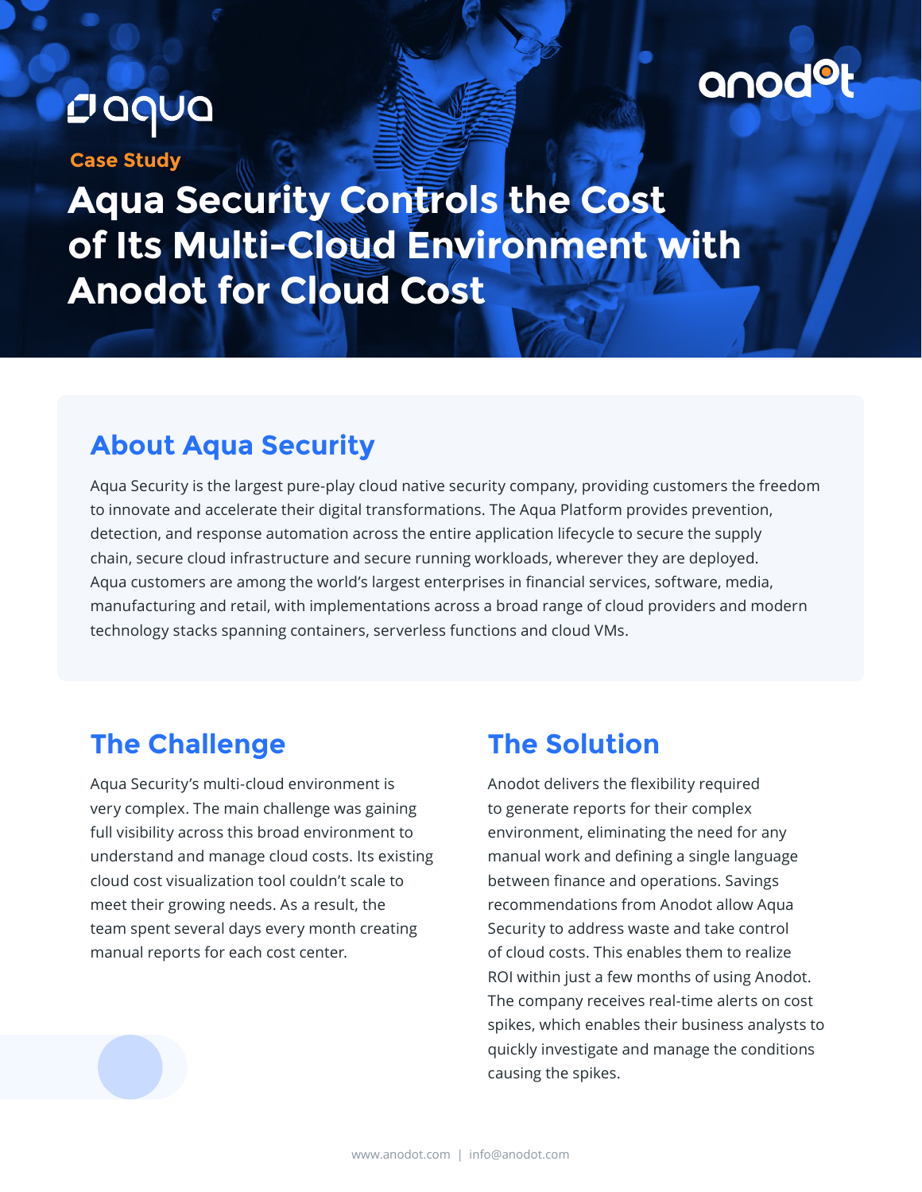aqua

anodot

Case Study

# Aqua Security Controls the Cost of Its Multi-Cloud Environment with Anodot for Cloud Cost

## About Aqua Security

Aqua Security is the largest pure-play cloud native security company, providing customers the freedom to innovate and accelerate their digital transformations. The Aqua Platform provides prevention, detection, and response automation across the entire application lifecycle to secure the supply chain, secure cloud infrastructure and secure running workloads, wherever they are deployed. Aqua customers are among the world's largest enterprises in financial services, software, media, manufacturing and retail, with implementations across a broad range of cloud providers and modern technology stacks spanning containers, serverless functions and cloud VMs.

## The Challenge

Aqua Security's multi-cloud environment is very complex. The main challenge was gaining full visibility across this broad environment to understand and manage cloud costs. Its existing cloud cost visualization tool couldn't scale to meet their growing needs. As a result, the team spent several days every month creating manual reports for each cost center.

## The Solution

Anodot delivers the flexibility required to generate reports for their complex environment, eliminating the need for any manual work and defining a single language between finance and operations. Savings recommendations from Anodot allow Aqua Security to address waste and take control of cloud costs. This enables them to realize ROI within just a few months of using Anodot. The company receives real-time alerts on cost spikes, which enables their business analysts to quickly investigate and manage the conditions causing the spikes.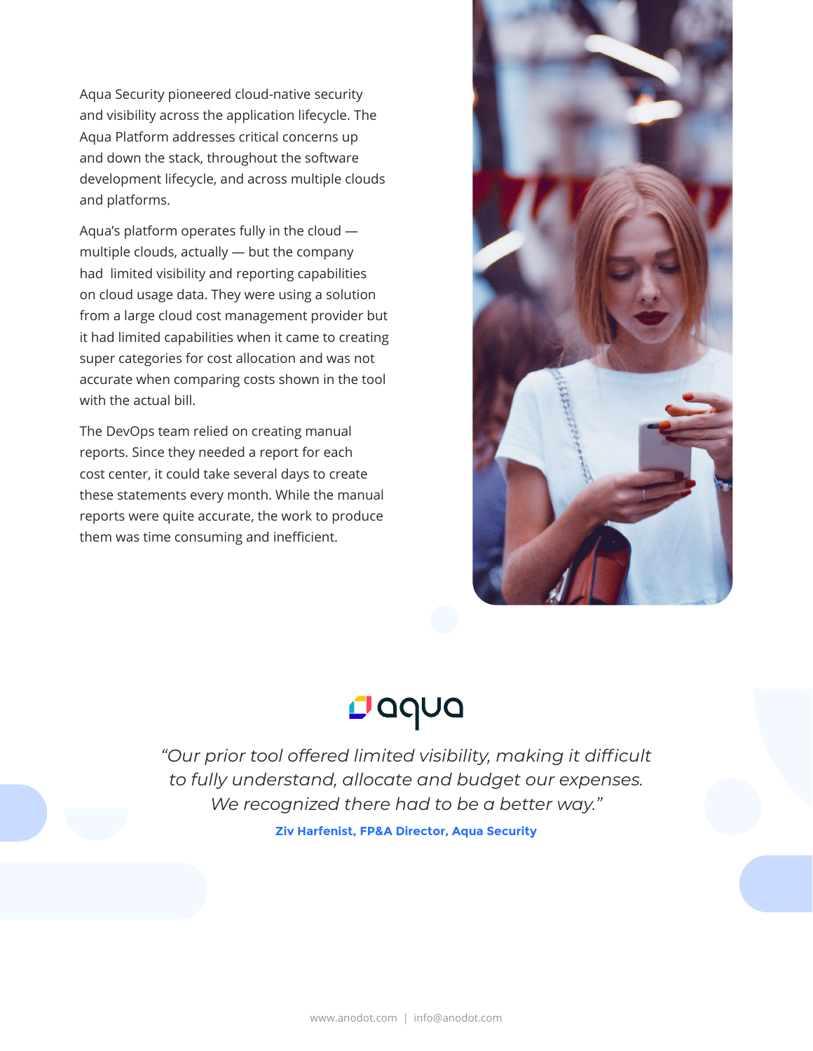Aqua Security pioneered cloud-native security and visibility across the application lifecycle. The Aqua Platform addresses critical concerns up and down the stack, throughout the software development lifecycle, and across multiple clouds and platforms.

Aqua's platform operates fully in the cloud — multiple clouds, actually — but the company had limited visibility and reporting capabilities on cloud usage data. They were using a solution from a large cloud cost management provider but it had limited capabilities when it came to creating super categories for cost allocation and was not accurate when comparing costs shown in the tool with the actual bill.

The DevOps team relied on creating manual reports. Since they needed a report for each cost center, it could take several days to create these statements every month. While the manual reports were quite accurate, the work to produce them was time consuming and inefficient.

aqua

*"Our prior tool offered limited visibility, making it difficult to fully understand, allocate and budget our expenses. We recognized there had to be a better way."*

**Ziv Harfenist, FP&A Director, Aqua Security**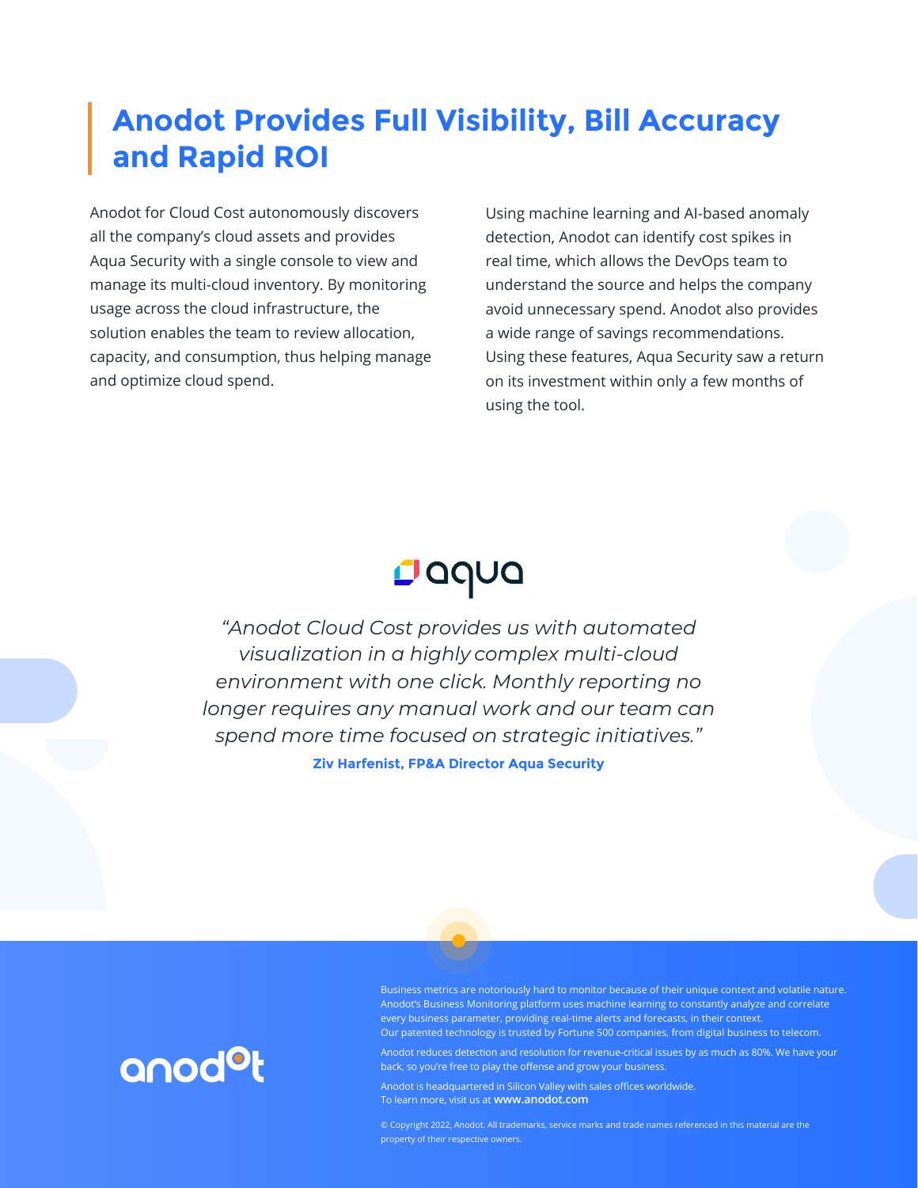## Anodot Provides Full Visibility, Bill Accuracy and Rapid ROI

Anodot for Cloud Cost autonomously discovers all the company's cloud assets and provides Aqua Security with a single console to view and manage its multi-cloud inventory. By monitoring usage across the cloud infrastructure, the solution enables the team to review allocation, capacity, and consumption, thus helping manage and optimize cloud spend.

Using machine learning and AI-based anomaly detection, Anodot can identify cost spikes in real time, which allows the DevOps team to understand the source and helps the company avoid unnecessary spend. Anodot also provides a wide range of savings recommendations. Using these features, Aqua Security saw a return on its investment within only a few months of using the tool.

aqua

*"Anodot Cloud Cost provides us with automated visualization in a highly complex multi-cloud environment with one click. Monthly reporting no longer requires any manual work and our team can spend more time focused on strategic initiatives."*

**Ziv Harfenist, FP&A Director Aqua Security**

anodot

Business metrics are notoriously hard to monitor because of their unique context and volatile nature. Anodot's Business Monitoring platform uses machine learning to constantly analyze and correlate every business parameter, providing real-time alerts and forecasts, in their context. Our patented technology is trusted by Fortune 500 companies, from digital business to telecom.

Anodot reduces detection and resolution for revenue-critical issues by as much as 80%. We have your back, so you're free to play the offense and grow your business.

Anodot is headquartered in Silicon Valley with sales offices worldwide.
To learn more, visit us at **www.anodot.com**

© Copyright 2022, Anodot. All trademarks, service marks and trade names referenced in this material are the property of their respective owners.